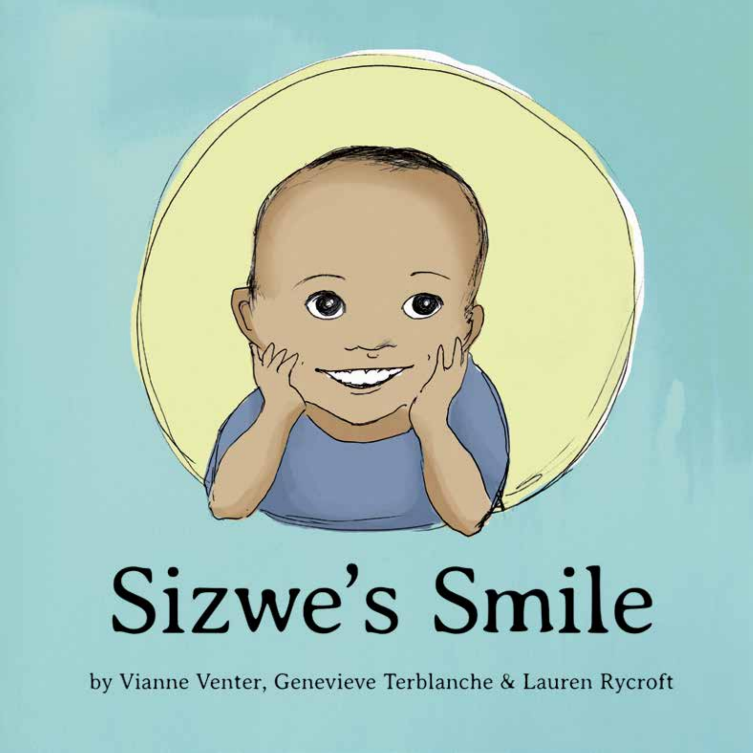# Sizwe's Smile

by Vianne Venter, Genevieve Terblanche & Lauren Rycroft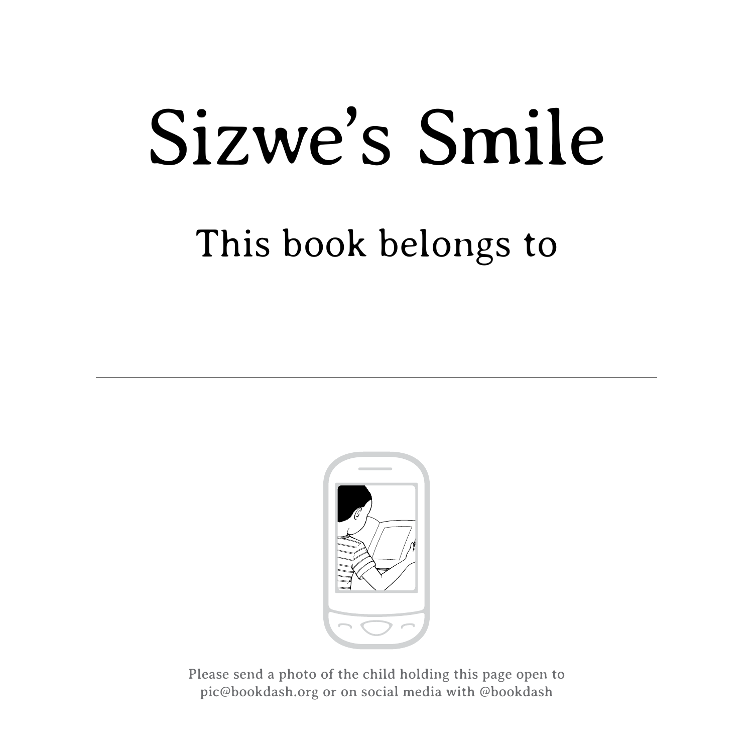# Sizwe's Smile

## This book belongs to

---

Please send a photo of the child holding this page open to pic@bookdash.org or on social media with @bookdash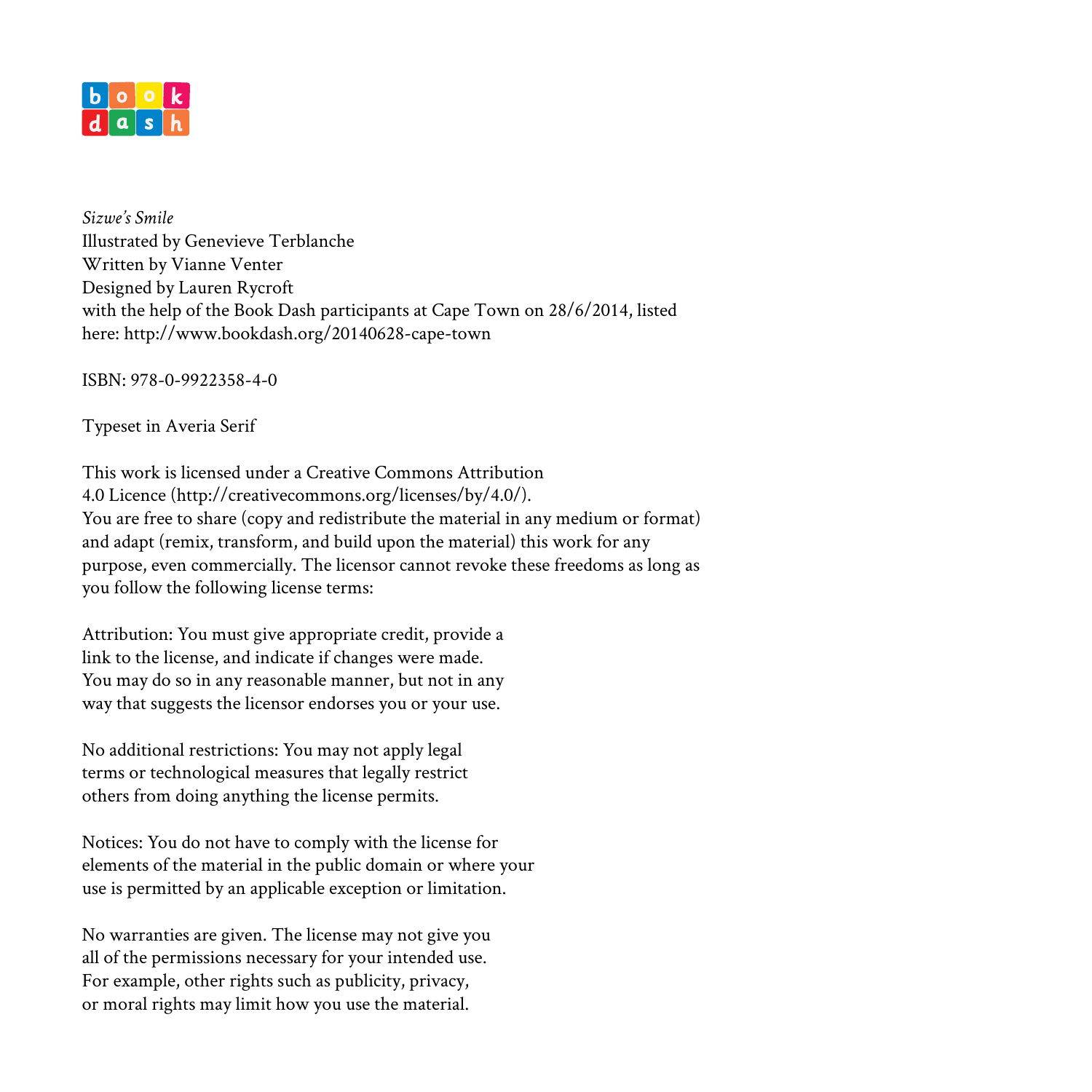book
dash

*Sizwe's Smile*
Illustrated by Genevieve Terblanche
Written by Vianne Venter
Designed by Lauren Rycroft
with the help of the Book Dash participants at Cape Town on 28/6/2014, listed here: http://www.bookdash.org/20140628-cape-town

ISBN: 978-0-9922358-4-0

Typeset in Averia Serif

This work is licensed under a Creative Commons Attribution 4.0 Licence (http://creativecommons.org/licenses/by/4.0/).
You are free to share (copy and redistribute the material in any medium or format) and adapt (remix, transform, and build upon the material) this work for any purpose, even commercially. The licensor cannot revoke these freedoms as long as you follow the following license terms:

Attribution: You must give appropriate credit, provide a link to the license, and indicate if changes were made. You may do so in any reasonable manner, but not in any way that suggests the licensor endorses you or your use.

No additional restrictions: You may not apply legal terms or technological measures that legally restrict others from doing anything the license permits.

Notices: You do not have to comply with the license for elements of the material in the public domain or where your use is permitted by an applicable exception or limitation.

No warranties are given. The license may not give you all of the permissions necessary for your intended use. For example, other rights such as publicity, privacy, or moral rights may limit how you use the material.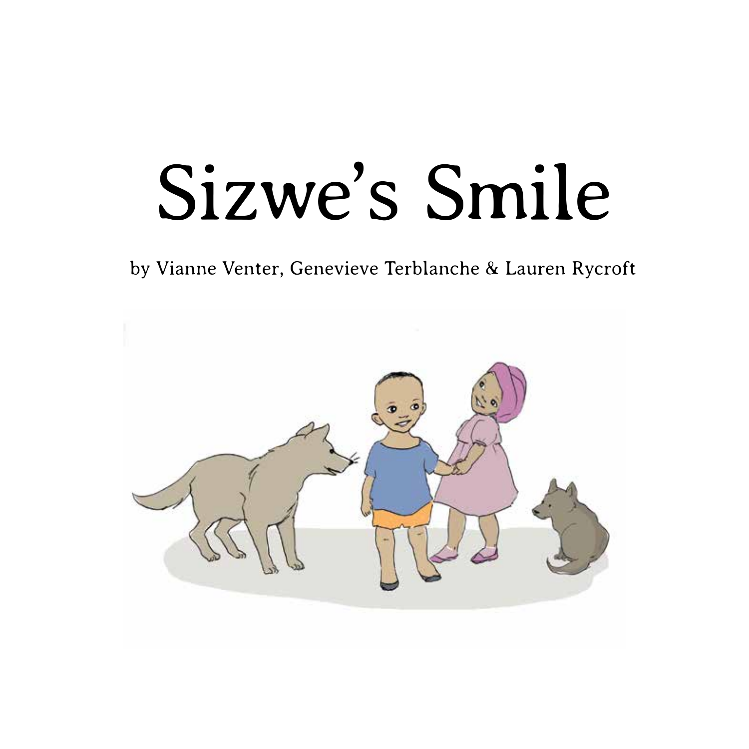# Sizwe's Smile

by Vianne Venter, Genevieve Terblanche & Lauren Rycroft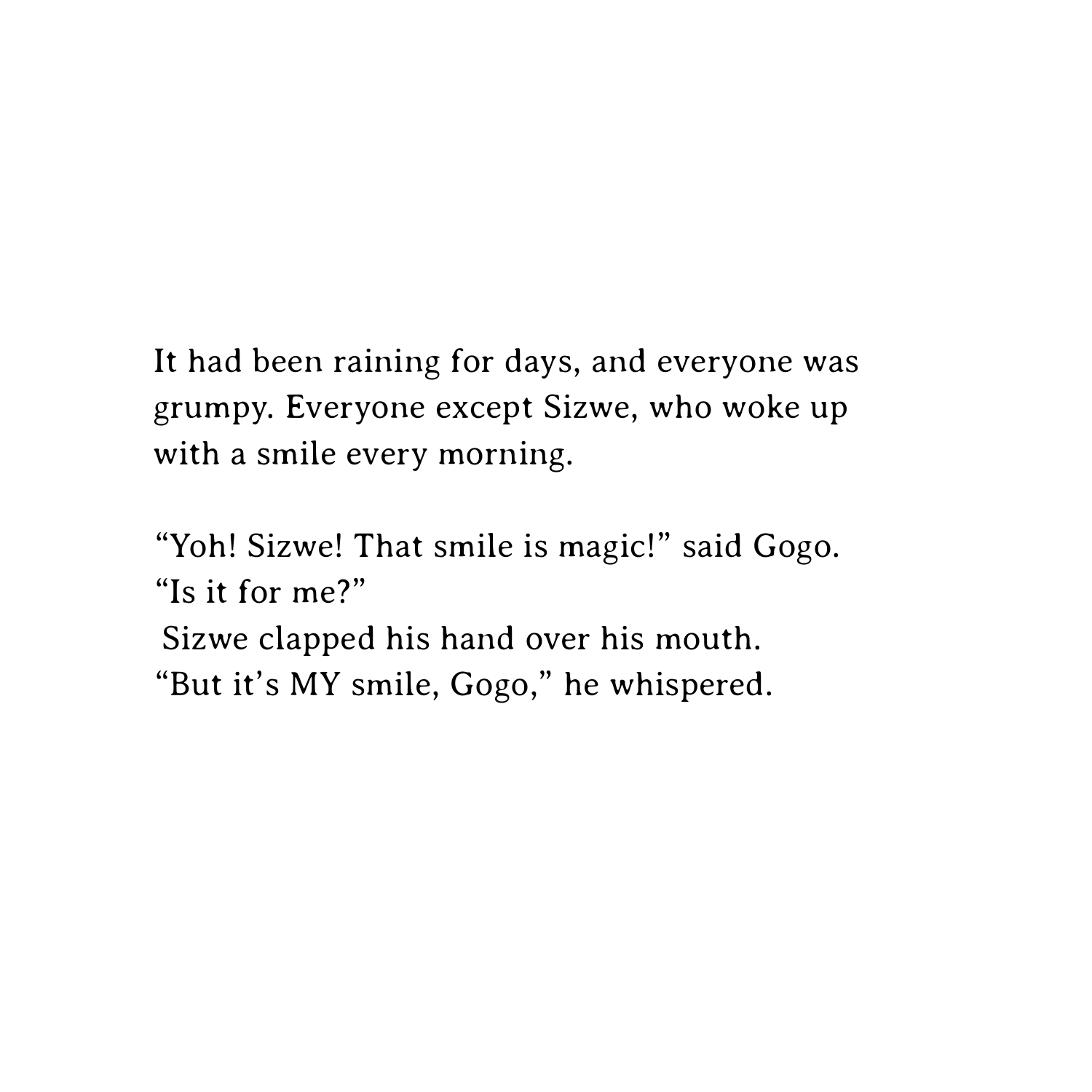It had been raining for days, and everyone was grumpy. Everyone except Sizwe, who woke up with a smile every morning.

"Yoh! Sizwe! That smile is magic!" said Gogo. "Is it for me?"
Sizwe clapped his hand over his mouth.
"But it's MY smile, Gogo," he whispered.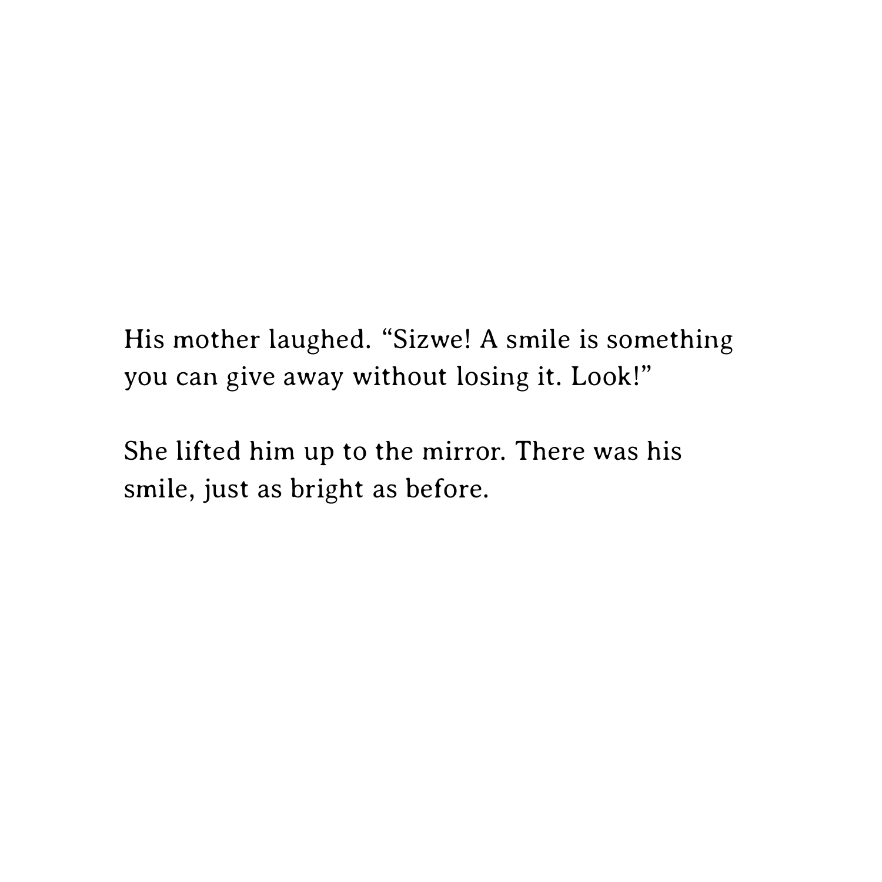His mother laughed. “Sizwe! A smile is something you can give away without losing it. Look!”

She lifted him up to the mirror. There was his smile, just as bright as before.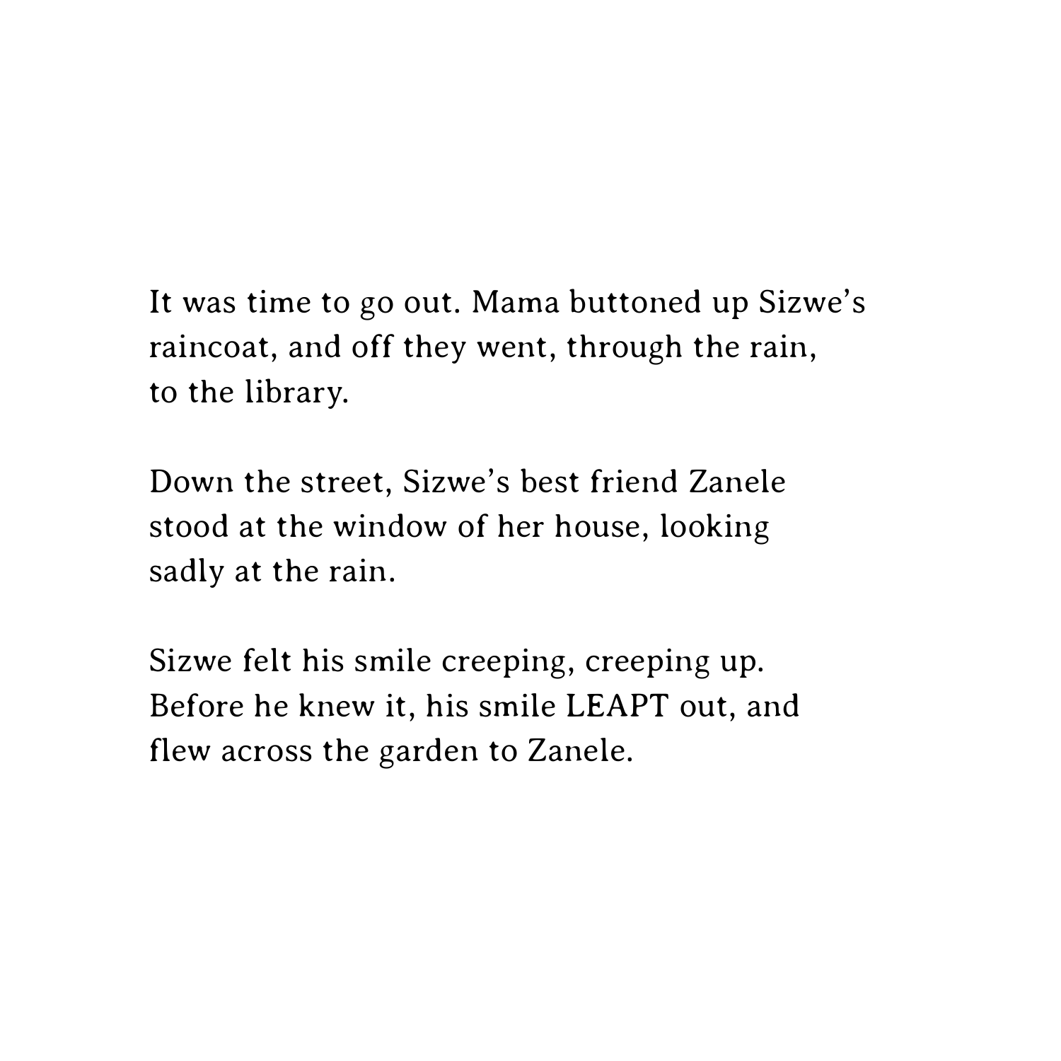It was time to go out. Mama buttoned up Sizwe's raincoat, and off they went, through the rain, to the library.

Down the street, Sizwe's best friend Zanele stood at the window of her house, looking sadly at the rain.

Sizwe felt his smile creeping, creeping up. Before he knew it, his smile LEAPT out, and flew across the garden to Zanele.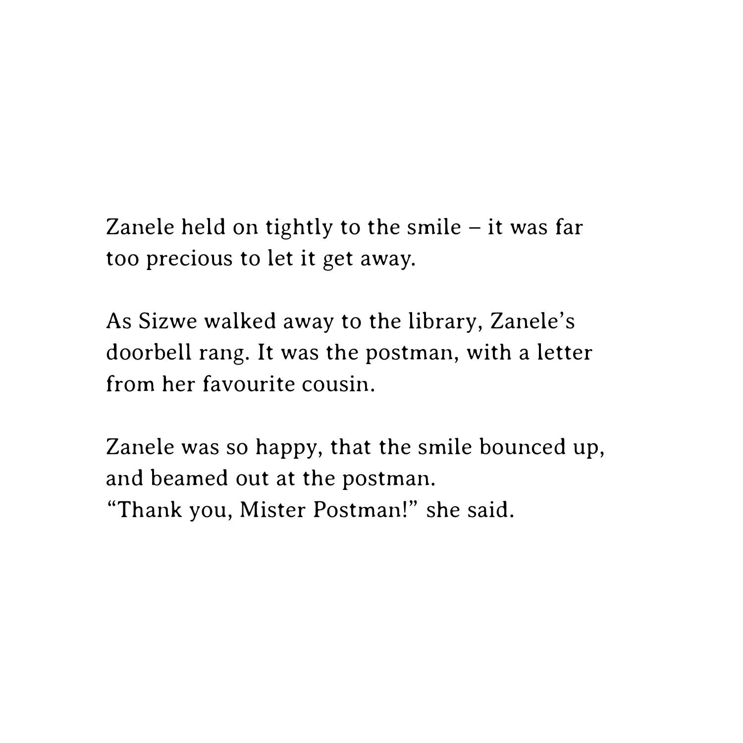Zanele held on tightly to the smile – it was far too precious to let it get away.

As Sizwe walked away to the library, Zanele's doorbell rang. It was the postman, with a letter from her favourite cousin.

Zanele was so happy, that the smile bounced up, and beamed out at the postman.
"Thank you, Mister Postman!" she said.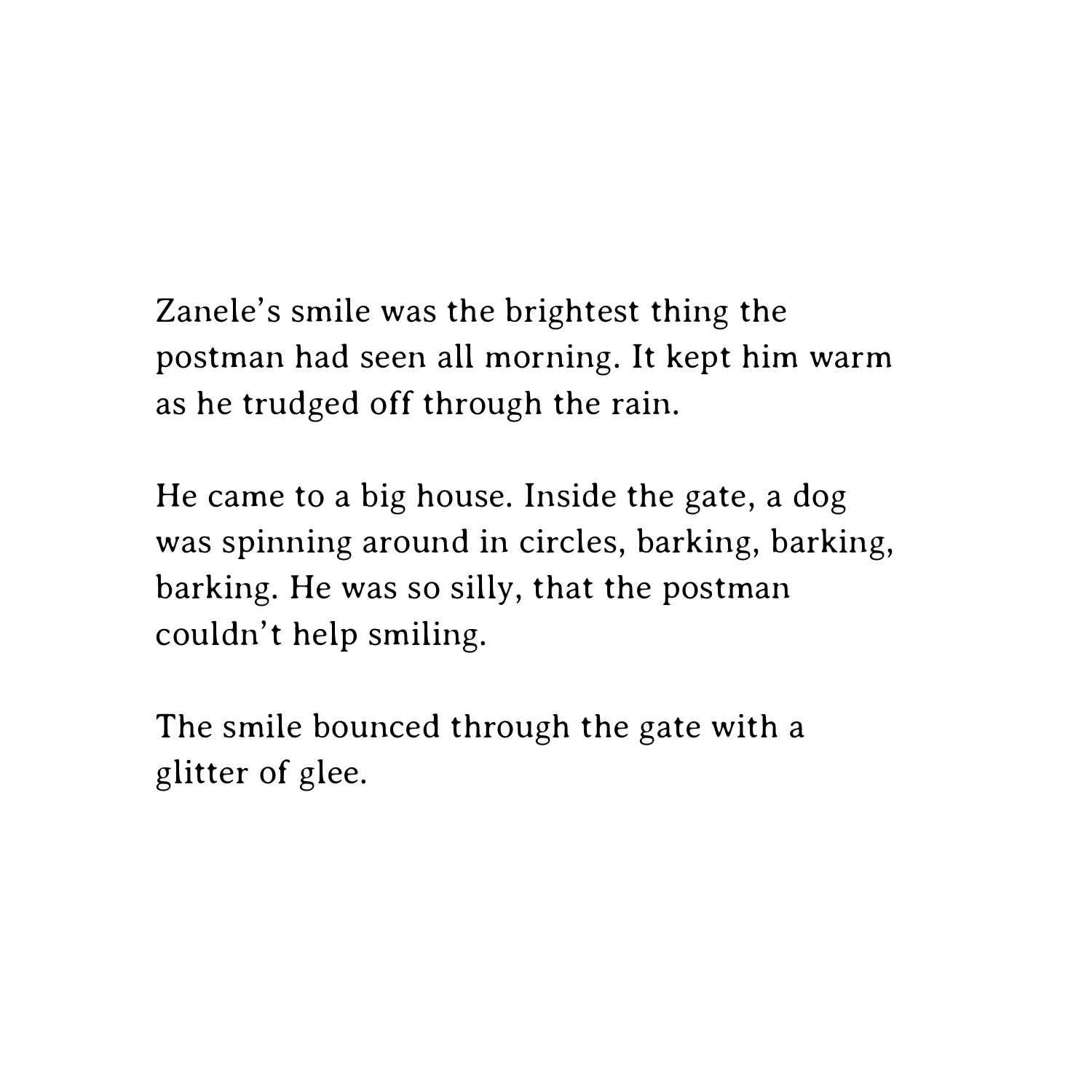Zanele's smile was the brightest thing the postman had seen all morning. It kept him warm as he trudged off through the rain.

He came to a big house. Inside the gate, a dog was spinning around in circles, barking, barking, barking. He was so silly, that the postman couldn't help smiling.

The smile bounced through the gate with a glitter of glee.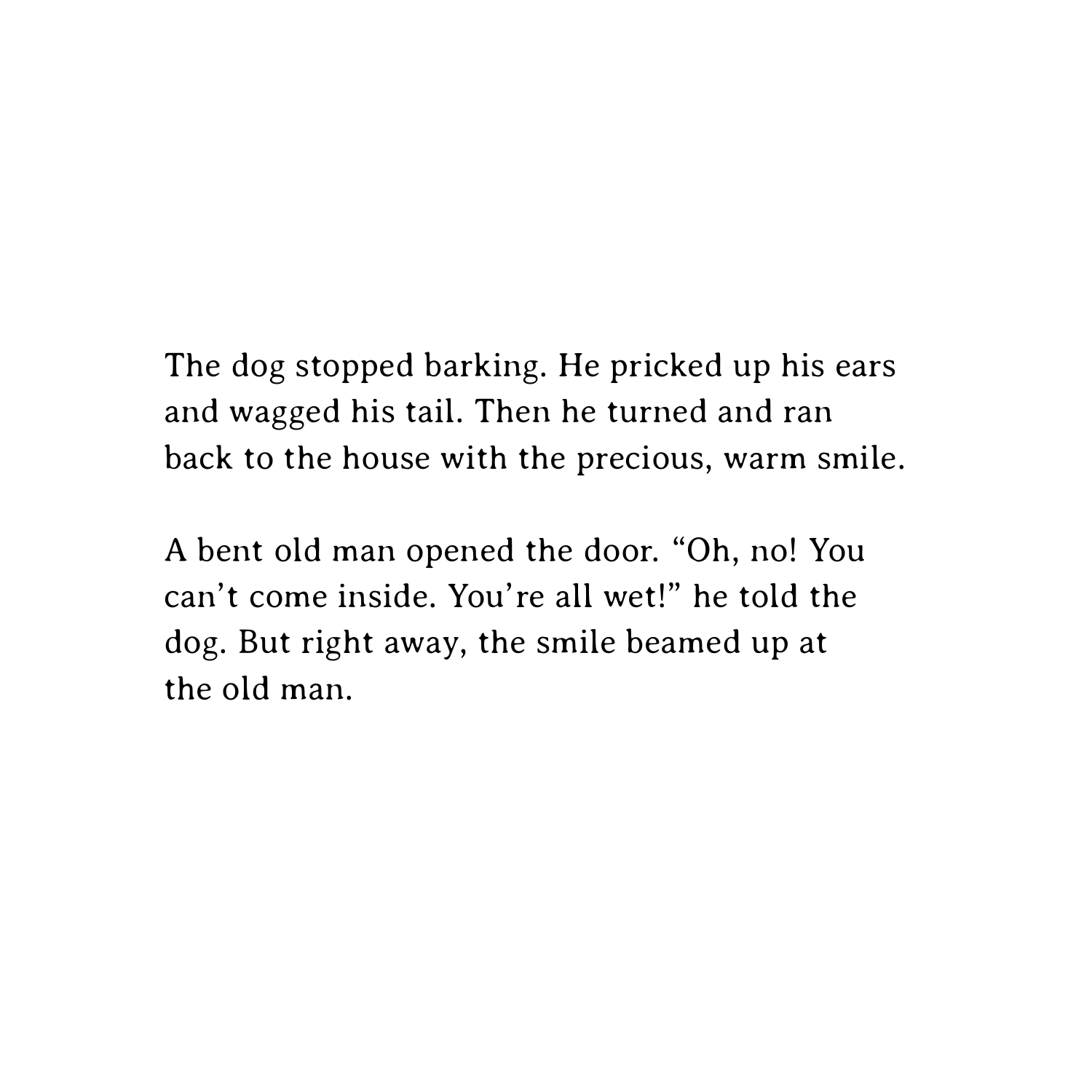The dog stopped barking. He pricked up his ears and wagged his tail. Then he turned and ran back to the house with the precious, warm smile.

A bent old man opened the door. “Oh, no! You can’t come inside. You’re all wet!” he told the dog. But right away, the smile beamed up at the old man.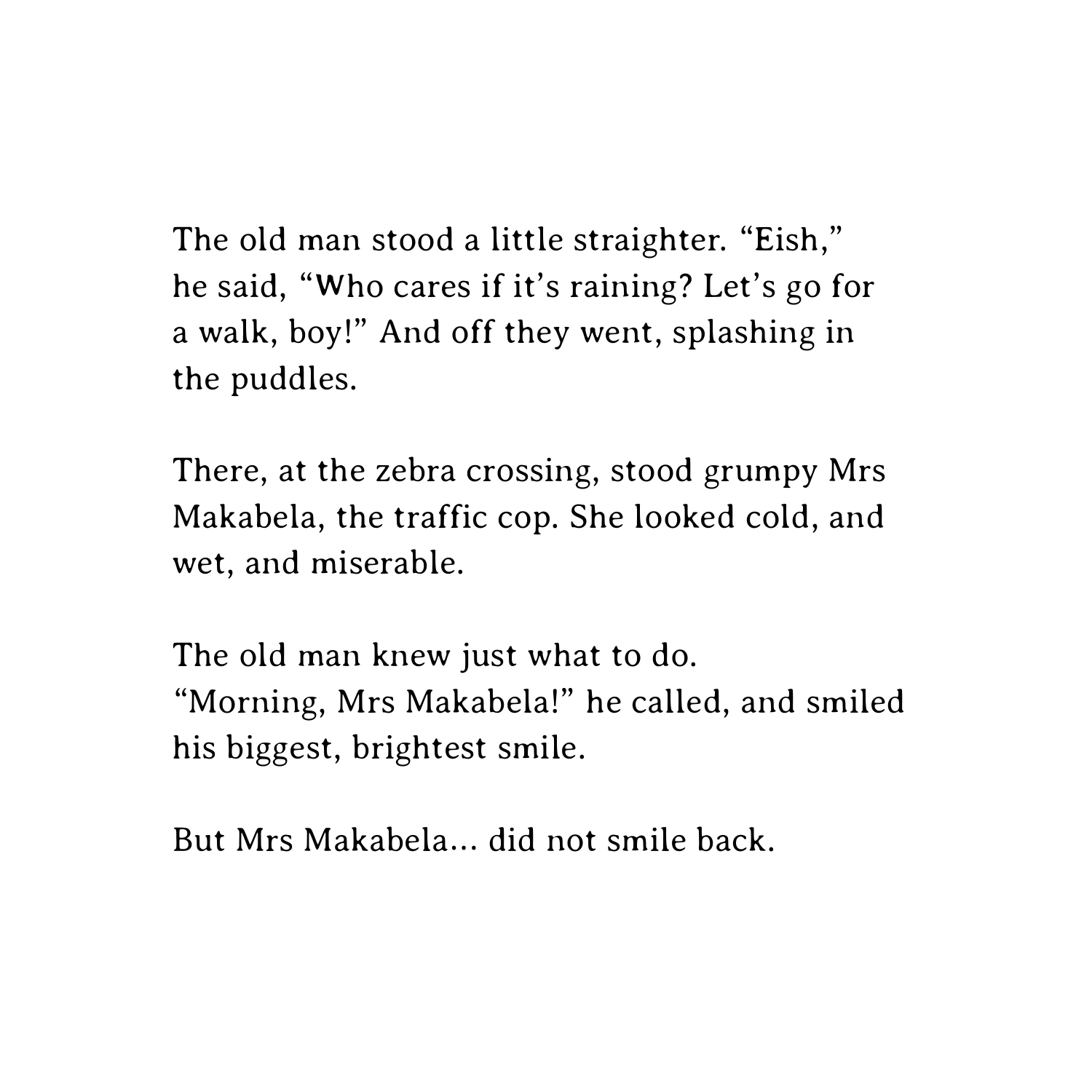The old man stood a little straighter. “Eish,” he said, “Who cares if it’s raining? Let’s go for a walk, boy!” And off they went, splashing in the puddles.

There, at the zebra crossing, stood grumpy Mrs Makabela, the traffic cop. She looked cold, and wet, and miserable.

The old man knew just what to do. “Morning, Mrs Makabela!” he called, and smiled his biggest, brightest smile.

But Mrs Makabela... did not smile back.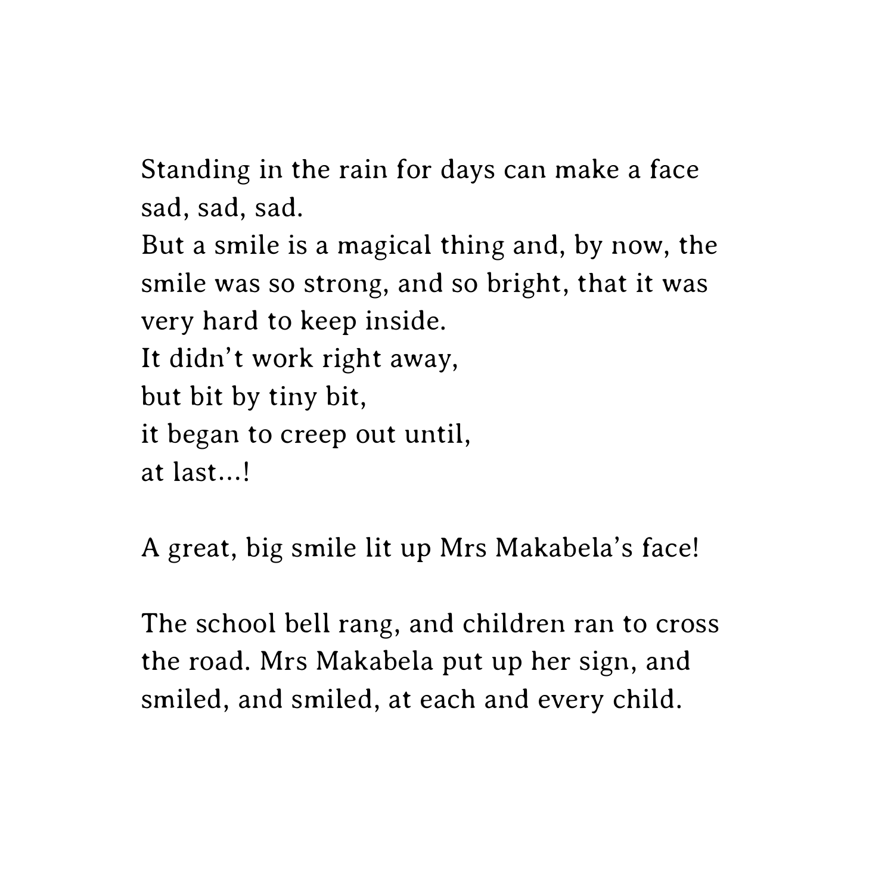Standing in the rain for days can make a face sad, sad, sad.
But a smile is a magical thing and, by now, the smile was so strong, and so bright, that it was very hard to keep inside.
It didn't work right away,
but bit by tiny bit,
it began to creep out until,
at last...!

A great, big smile lit up Mrs Makabela's face!

The school bell rang, and children ran to cross the road. Mrs Makabela put up her sign, and smiled, and smiled, at each and every child.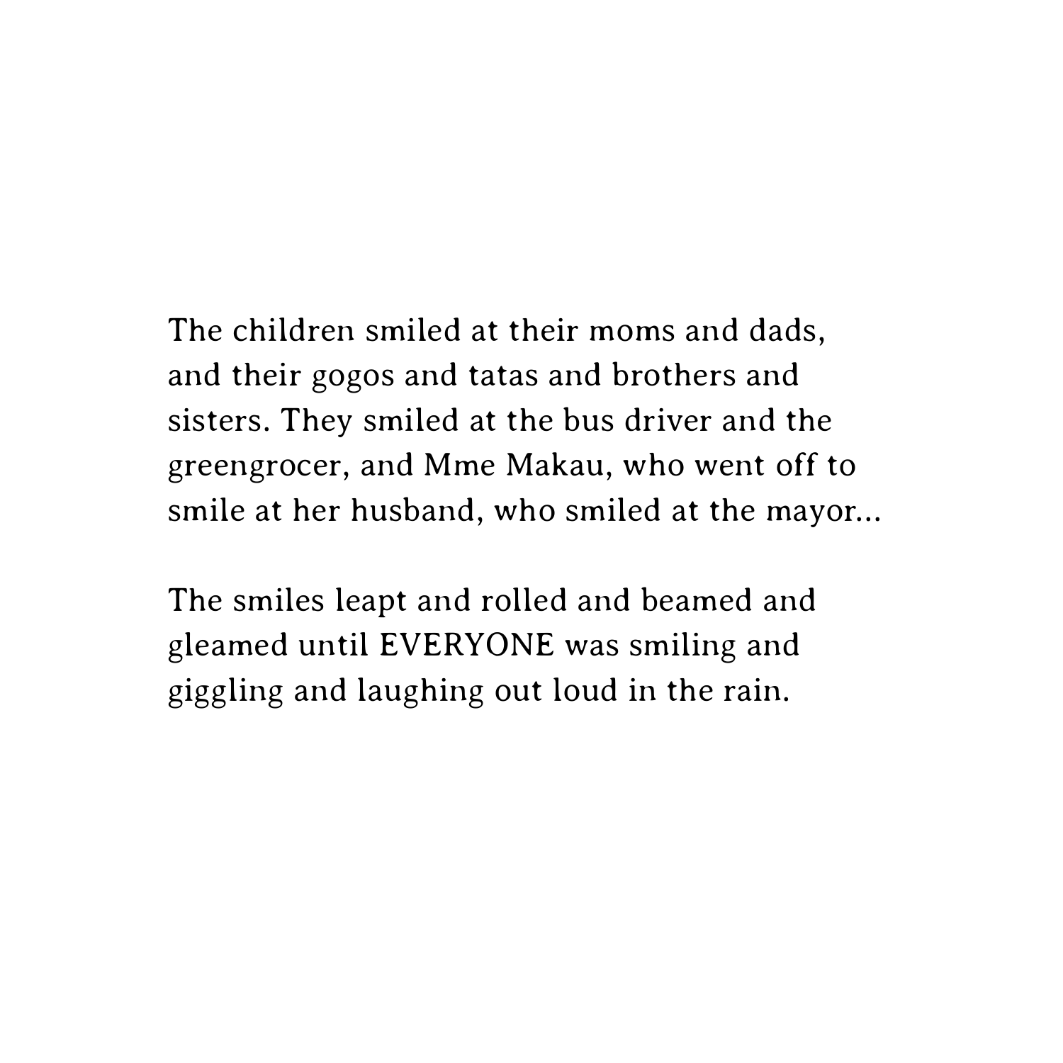The children smiled at their moms and dads, and their gogos and tatas and brothers and sisters. They smiled at the bus driver and the greengrocer, and Mme Makau, who went off to smile at her husband, who smiled at the mayor...

The smiles leapt and rolled and beamed and gleamed until EVERYONE was smiling and giggling and laughing out loud in the rain.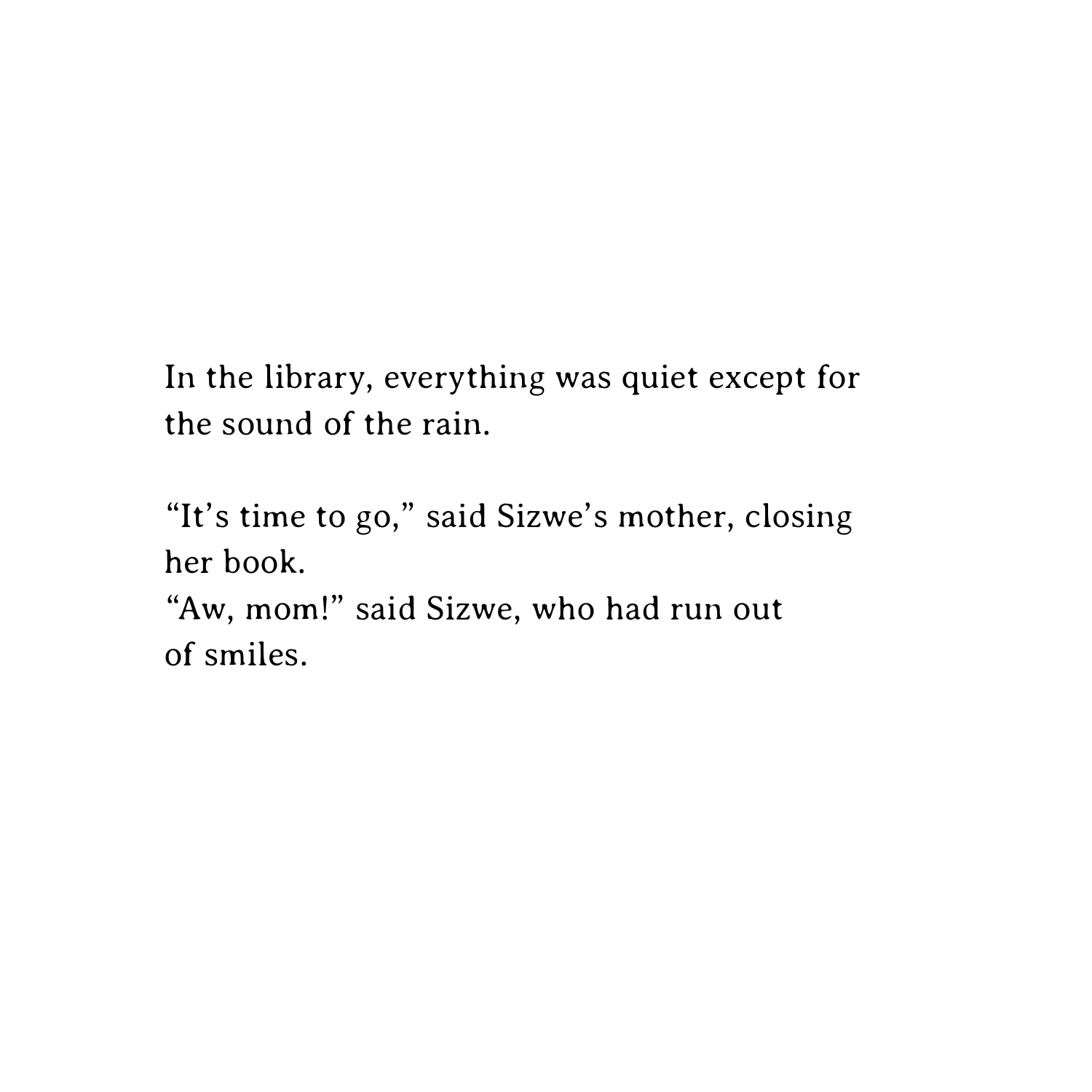In the library, everything was quiet except for the sound of the rain.

“It’s time to go,” said Sizwe’s mother, closing her book.
“Aw, mom!” said Sizwe, who had run out of smiles.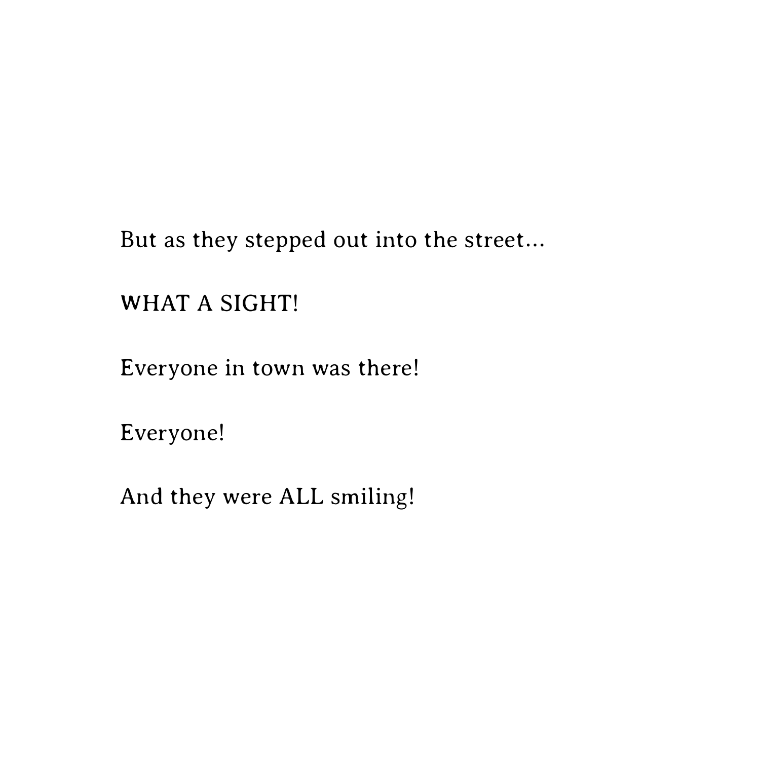But as they stepped out into the street...

WHAT A SIGHT!

Everyone in town was there!

Everyone!

And they were ALL smiling!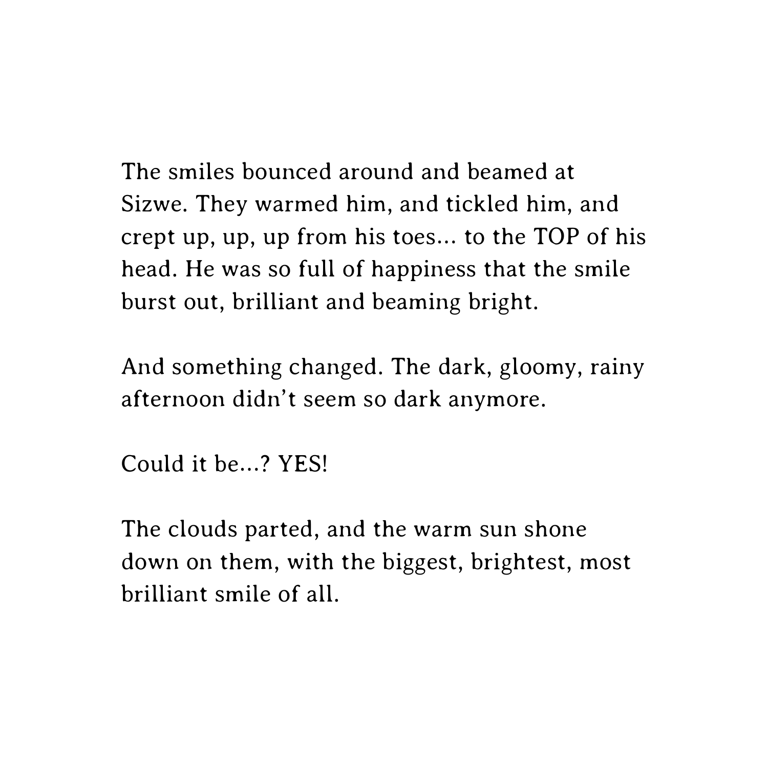The smiles bounced around and beamed at Sizwe. They warmed him, and tickled him, and crept up, up, up from his toes… to the TOP of his head. He was so full of happiness that the smile burst out, brilliant and beaming bright.

And something changed. The dark, gloomy, rainy afternoon didn't seem so dark anymore.

Could it be…? YES!

The clouds parted, and the warm sun shone down on them, with the biggest, brightest, most brilliant smile of all.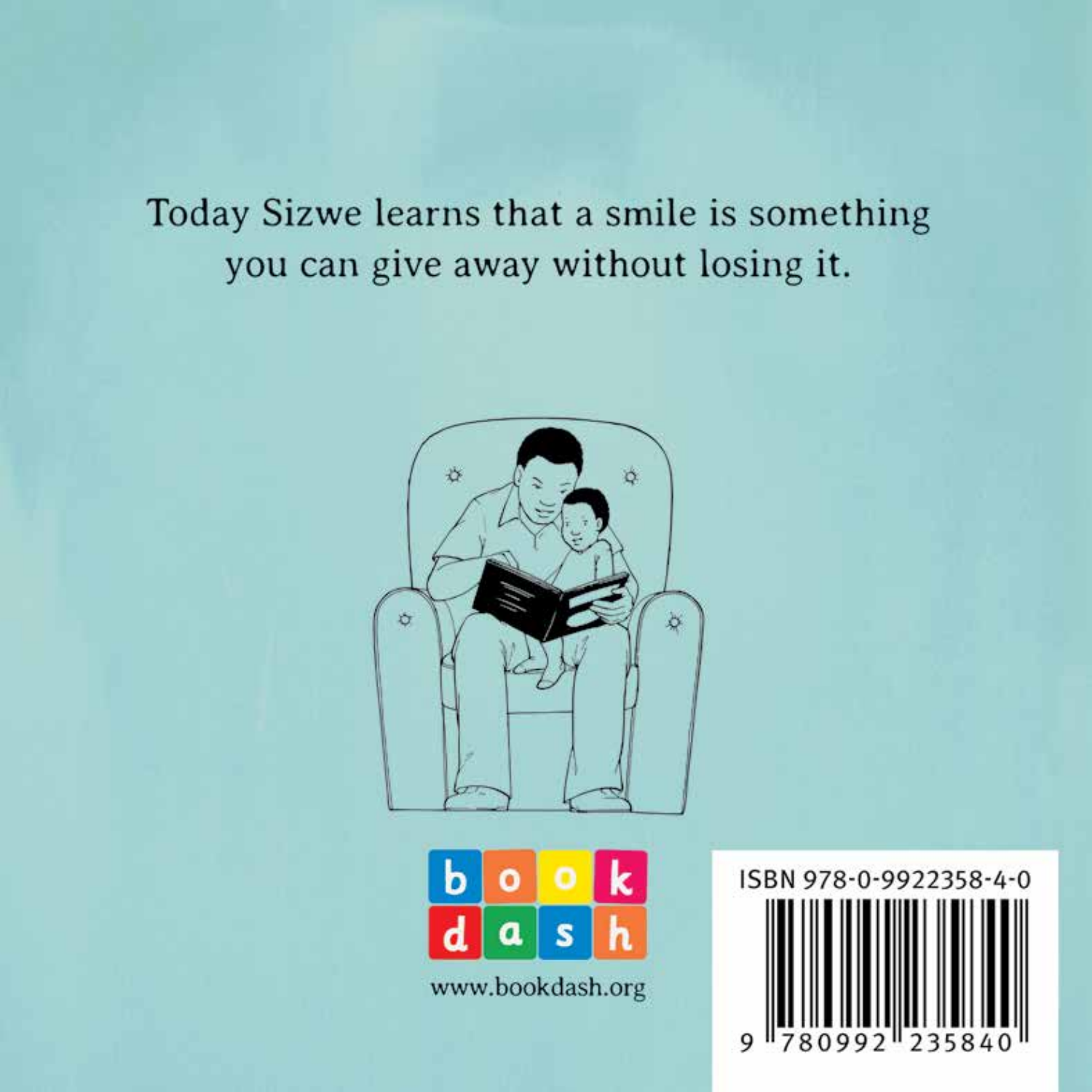Today Sizwe learns that a smile is something you can give away without losing it.

www.bookdash.org

ISBN 978-0-9922358-4-0